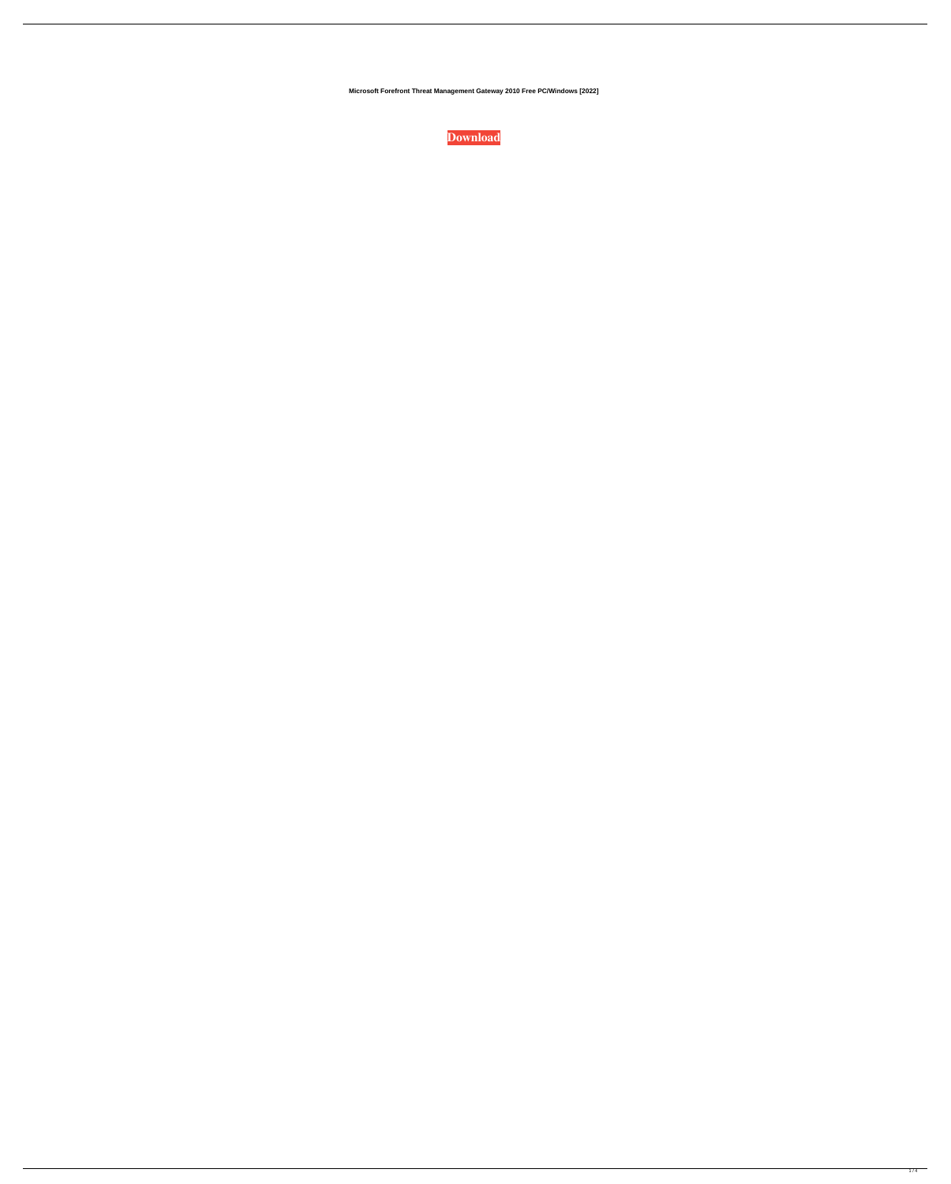**Microsoft Forefront Threat Management Gateway 2010 Free PC/Windows [2022]**

**Download**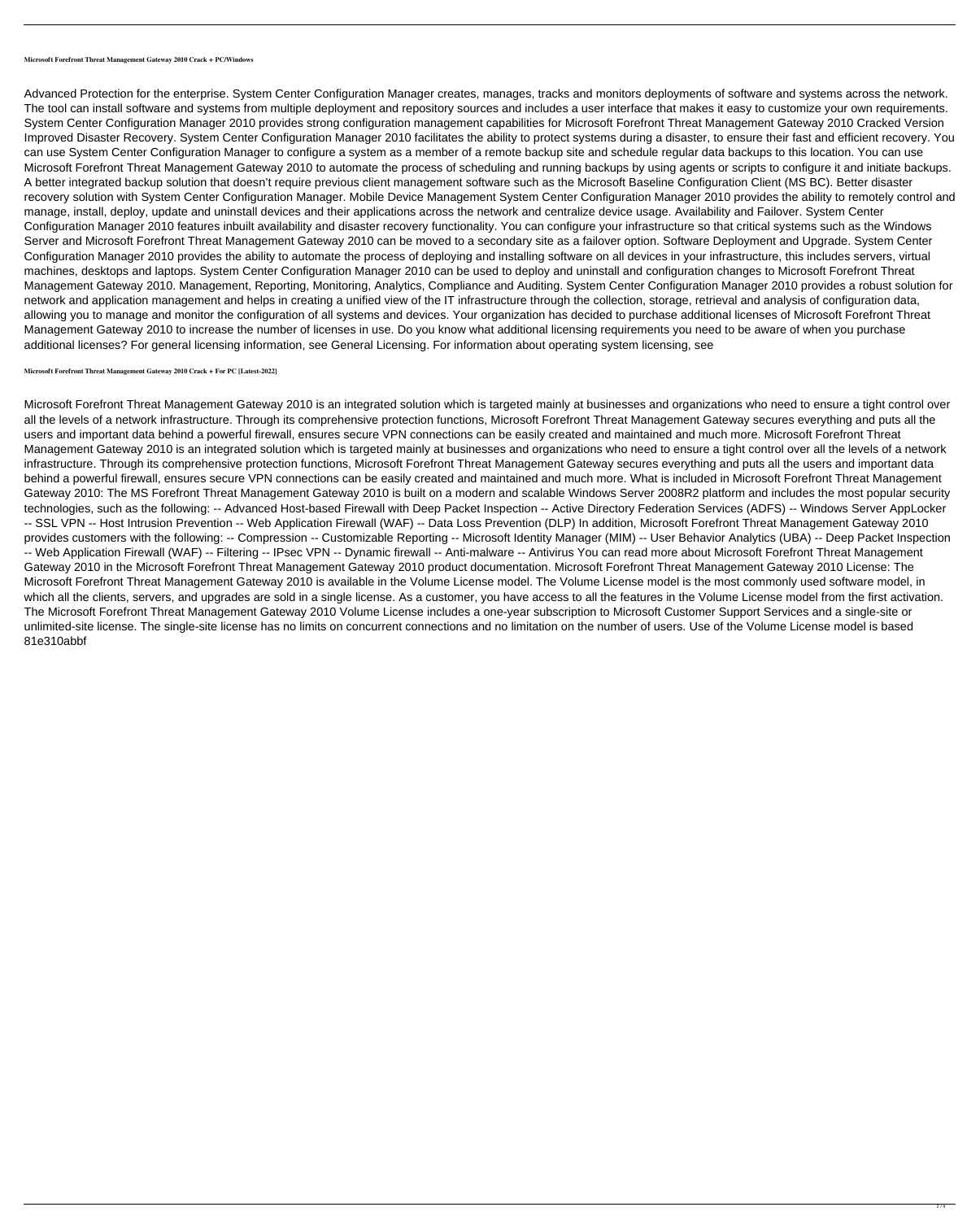**Microsoft Forefront Threat Management Gateway 2010 Crack + PC/Windows**

Advanced Protection for the enterprise. System Center Configuration Manager creates, manages, tracks and monitors deployments of software and systems across the network. The tool can install software and systems from multiple deployment and repository sources and includes a user interface that makes it easy to customize your own requirements. System Center Configuration Manager 2010 provides strong configuration management capabilities for Microsoft Forefront Threat Management Gateway 2010 Cracked Version Improved Disaster Recovery. System Center Configuration Manager 2010 facilitates the ability to protect systems during a disaster, to ensure their fast and efficient recovery. You can use System Center Configuration Manager to configure a system as a member of a remote backup site and schedule regular data backups to this location. You can use Microsoft Forefront Threat Management Gateway 2010 to automate the process of scheduling and running backups by using agents or scripts to configure it and initiate backups. A better integrated backup solution that doesn't require previous client management software such as the Microsoft Baseline Configuration Client (MS BC). Better disaster recovery solution with System Center Configuration Manager. Mobile Device Management System Center Configuration Manager 2010 provides the ability to remotely control and manage, install, deploy, update and uninstall devices and their applications across the network and centralize device usage. Availability and Failover. System Center Configuration Manager 2010 features inbuilt availability and disaster recovery functionality. You can configure your infrastructure so that critical systems such as the Windows Server and Microsoft Forefront Threat Management Gateway 2010 can be moved to a secondary site as a failover option. Software Deployment and Upgrade. System Center Configuration Manager 2010 provides the ability to automate the process of deploying and installing software on all devices in your infrastructure, this includes servers, virtual machines, desktops and laptops. System Center Configuration Manager 2010 can be used to deploy and uninstall and configuration changes to Microsoft Forefront Threat Management Gateway 2010. Management, Reporting, Monitoring, Analytics, Compliance and Auditing. System Center Configuration Manager 2010 provides a robust solution for network and application management and helps in creating a unified view of the IT infrastructure through the collection, storage, retrieval and analysis of configuration data, allowing you to manage and monitor the configuration of all systems and devices. Your organization has decided to purchase additional licenses of Microsoft Forefront Threat Management Gateway 2010 to increase the number of licenses in use. Do you know what additional licensing requirements you need to be aware of when you purchase additional licenses? For general licensing information, see General Licensing. For information about operating system licensing, see

**Microsoft Forefront Threat Management Gateway 2010 Crack + For PC [Latest-2022]**

Microsoft Forefront Threat Management Gateway 2010 is an integrated solution which is targeted mainly at businesses and organizations who need to ensure a tight control over all the levels of a network infrastructure. Through its comprehensive protection functions, Microsoft Forefront Threat Management Gateway secures everything and puts all the users and important data behind a powerful firewall, ensures secure VPN connections can be easily created and maintained and much more. Microsoft Forefront Threat Management Gateway 2010 is an integrated solution which is targeted mainly at businesses and organizations who need to ensure a tight control over all the levels of a network infrastructure. Through its comprehensive protection functions, Microsoft Forefront Threat Management Gateway secures everything and puts all the users and important data behind a powerful firewall, ensures secure VPN connections can be easily created and maintained and much more. What is included in Microsoft Forefront Threat Management Gateway 2010: The MS Forefront Threat Management Gateway 2010 is built on a modern and scalable Windows Server 2008R2 platform and includes the most popular security technologies, such as the following: -- Advanced Host-based Firewall with Deep Packet Inspection -- Active Directory Federation Services (ADFS) -- Windows Server AppLocker -- SSL VPN -- Host Intrusion Prevention -- Web Application Firewall (WAF) -- Data Loss Prevention (DLP) In addition, Microsoft Forefront Threat Management Gateway 2010 provides customers with the following: -- Compression -- Customizable Reporting -- Microsoft Identity Manager (MIM) -- User Behavior Analytics (UBA) -- Deep Packet Inspection -- Web Application Firewall (WAF) -- Filtering -- IPsec VPN -- Dynamic firewall -- Anti-malware -- Antivirus You can read more about Microsoft Forefront Threat Management Gateway 2010 in the Microsoft Forefront Threat Management Gateway 2010 product documentation. Microsoft Forefront Threat Management Gateway 2010 License: The Microsoft Forefront Threat Management Gateway 2010 is available in the Volume License model. The Volume License model is the most commonly used software model, in which all the clients, servers, and upgrades are sold in a single license. As a customer, you have access to all the features in the Volume License model from the first activation. The Microsoft Forefront Threat Management Gateway 2010 Volume License includes a one-year subscription to Microsoft Customer Support Services and a single-site or unlimited-site license. The single-site license has no limits on concurrent connections and no limitation on the number of users. Use of the Volume License model is based 81e310abbf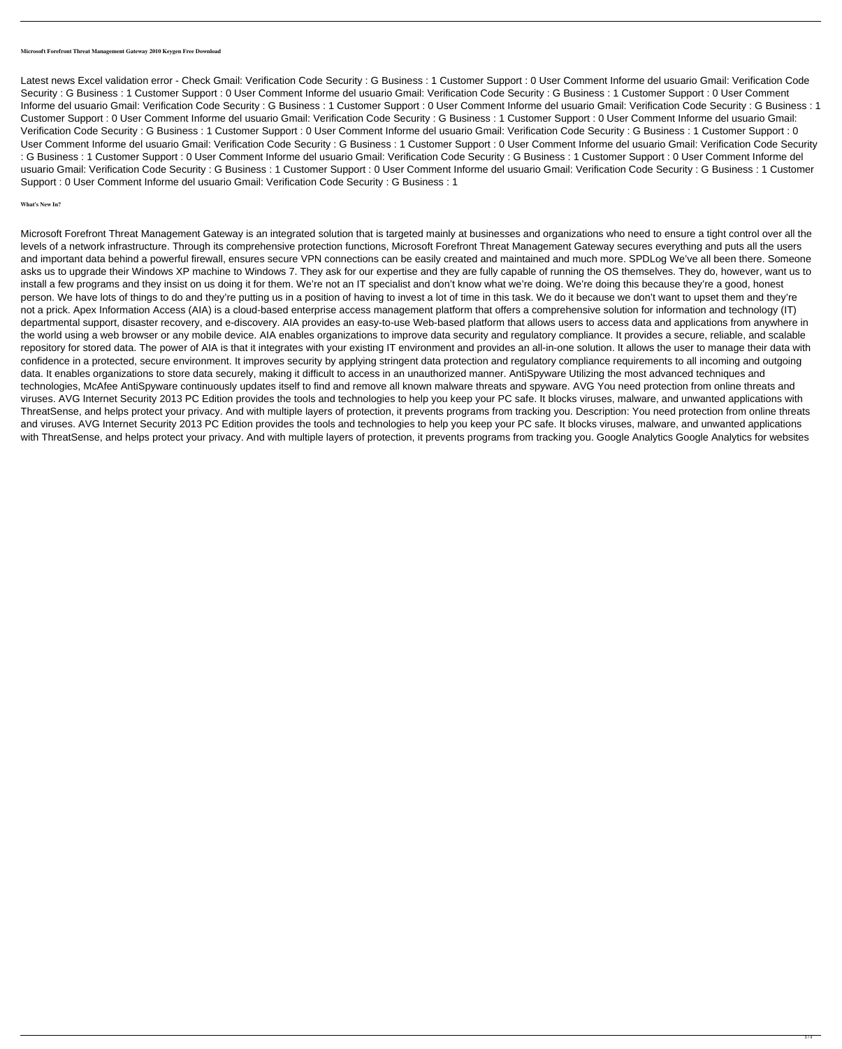**Microsoft Forefront Threat Management Gateway 2010 Keygen Free Download**

Latest news Excel validation error - Check Gmail: Verification Code Security : G Business : 1 Customer Support : 0 User Comment Informe del usuario Gmail: Verification Code Security : G Business : 1 Customer Support : 0 User Comment Informe del usuario Gmail: Verification Code Security : G Business : 1 Customer Support : 0 User Comment Informe del usuario Gmail: Verification Code Security : G Business : 1 Customer Support : 0 User Comment Informe del usuario Gmail: Verification Code Security : G Business : 1 Customer Support : 0 User Comment Informe del usuario Gmail: Verification Code Security : G Business : 1 Customer Support : 0 User Comment Informe del usuario Gmail: Verification Code Security : G Business : 1 Customer Support : 0 User Comment Informe del usuario Gmail: Verification Code Security : G Business : 1 Customer Support : 0 User Comment Informe del usuario Gmail: Verification Code Security : G Business : 1 Customer Support : 0 User Comment Informe del usuario Gmail: Verification Code Security : G Business : 1 Customer Support : 0 User Comment Informe del usuario Gmail: Verification Code Security : G Business : 1 Customer Support : 0 User Comment Informe del usuario Gmail: Verification Code Security : G Business : 1 Customer Support : 0 User Comment Informe del usuario Gmail: Verification Code Security : G Business : 1 Customer Support : 0 User Comment Informe del usuario Gmail: Verification Code Security : G Business : 1

**What's New In?**

Microsoft Forefront Threat Management Gateway is an integrated solution that is targeted mainly at businesses and organizations who need to ensure a tight control over all the levels of a network infrastructure. Through its comprehensive protection functions, Microsoft Forefront Threat Management Gateway secures everything and puts all the users and important data behind a powerful firewall, ensures secure VPN connections can be easily created and maintained and much more. SPDLog We've all been there. Someone asks us to upgrade their Windows XP machine to Windows 7. They ask for our expertise and they are fully capable of running the OS themselves. They do, however, want us to install a few programs and they insist on us doing it for them. We're not an IT specialist and don't know what we're doing. We're doing this because they're a good, honest person. We have lots of things to do and they're putting us in a position of having to invest a lot of time in this task. We do it because we don't want to upset them and they're not a prick. Apex Information Access (AIA) is a cloud-based enterprise access management platform that offers a comprehensive solution for information and technology (IT) departmental support, disaster recovery, and e-discovery. AIA provides an easy-to-use Web-based platform that allows users to access data and applications from anywhere in the world using a web browser or any mobile device. AIA enables organizations to improve data security and regulatory compliance. It provides a secure, reliable, and scalable repository for stored data. The power of AIA is that it integrates with your existing IT environment and provides an all-in-one solution. It allows the user to manage their data with confidence in a protected, secure environment. It improves security by applying stringent data protection and regulatory compliance requirements to all incoming and outgoing data. It enables organizations to store data securely, making it difficult to access in an unauthorized manner. AntiSpyware Utilizing the most advanced techniques and technologies, McAfee AntiSpyware continuously updates itself to find and remove all known malware threats and spyware. AVG You need protection from online threats and viruses. AVG Internet Security 2013 PC Edition provides the tools and technologies to help you keep your PC safe. It blocks viruses, malware, and unwanted applications with ThreatSense, and helps protect your privacy. And with multiple layers of protection, it prevents programs from tracking you. Description: You need protection from online threats and viruses. AVG Internet Security 2013 PC Edition provides the tools and technologies to help you keep your PC safe. It blocks viruses, malware, and unwanted applications with ThreatSense, and helps protect your privacy. And with multiple layers of protection, it prevents programs from tracking you. Google Analytics Google Analytics for websites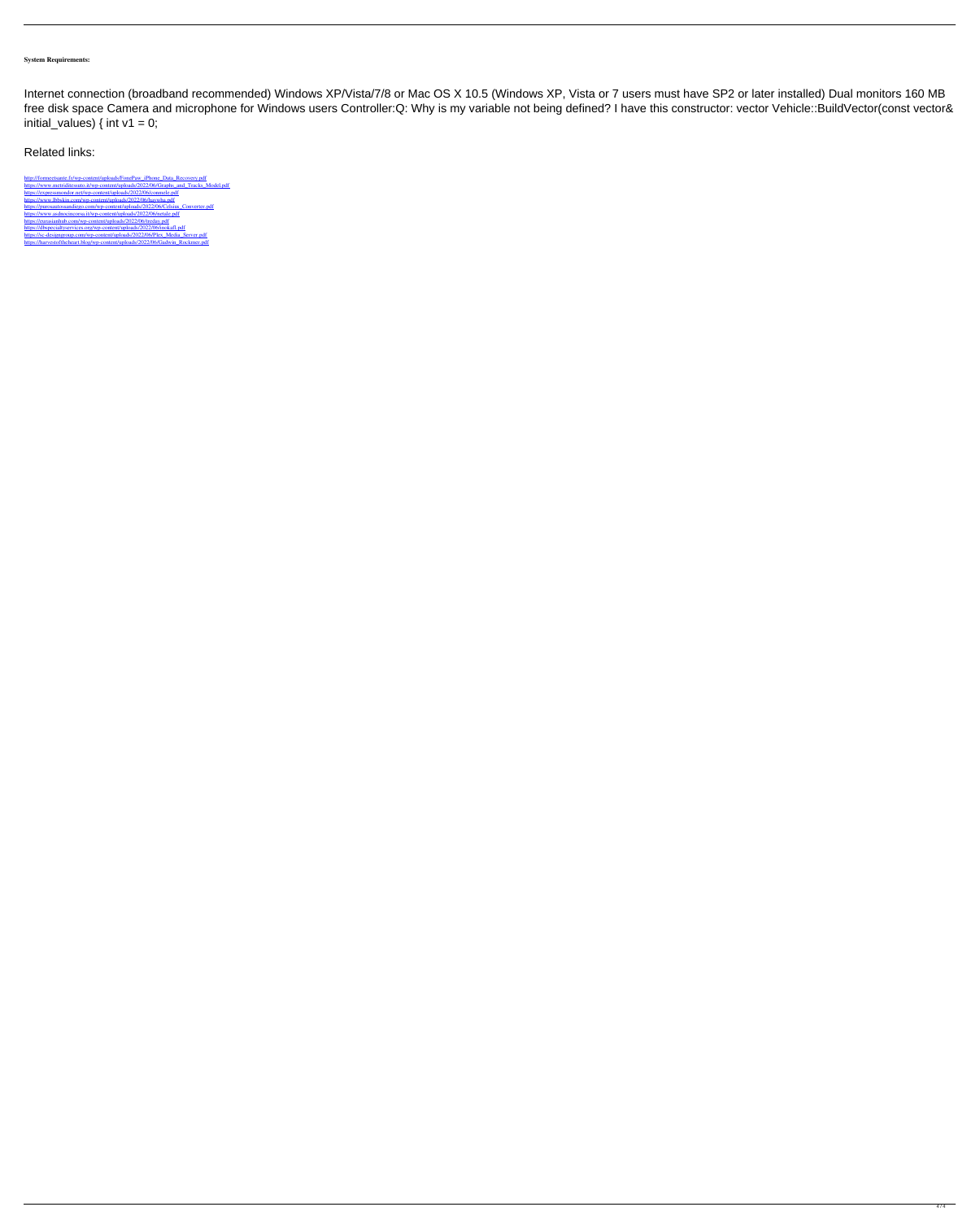**System Requirements:**

Internet connection (broadband recommended) Windows XP/Vista/7/8 or Mac OS X 10.5 (Windows XP, Vista or 7 users must have SP2 or later installed) Dual monitors 160 MB free disk space Camera and microphone for Windows users Controller:Q: Why is my variable not being defined? I have this constructor: vector Vehicle::BuildVector(const vector& initial_values) { int v1 = 0;

## Related links:

http://formeetsante.fr/wp-content/uploads/FonePaw_iPhone_Data_Recovery.pdf
https://www.metridiitessuto.it/wp-content/uploads/2022/06/Graphs_and_Tracks_Model.pdf
https://expressmondor.net/wp-content/uploads/2022/06/conmele.pdf
https://www.lbbskin.com/wp-content/uploads/2022/06/hauwha.pdf
https://purosautossandiego.com/wp-content/uploads/2022/06/Celsius_Converter.pdf
https://www.asdnocincorsa.it/wp-content/uploads/2022/06/netale.pdf
https://eurasianhub.com/wp-content/uploads/2022/06/treday.pdf
https://dbspecialtyservices.org/wp-content/uploads/2022/06/inokafl.pdf
https://sc-designgroup.com/wp-content/uploads/2022/06/Plex_Media_Server.pdf
https://harvestoftheheart.blog/wp-content/uploads/2022/06/Gadwin_Rockmer.pdf